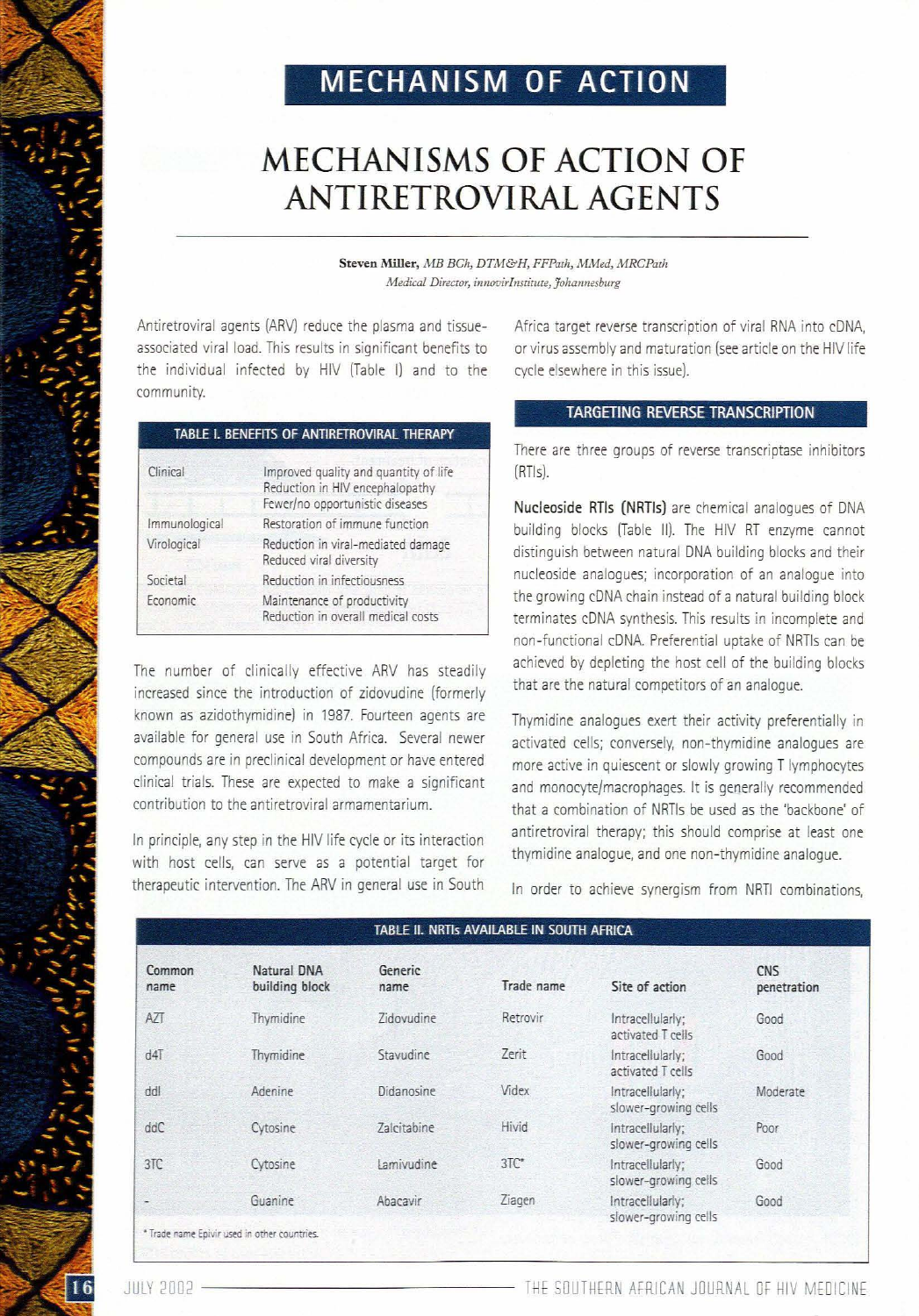# MECHANISM OF ACTION

# MECHANISMS OF ACTION OF ANTIRETROVIRAL AGENTS

**Steven Miller,** *MB BCh, DTM&H, FFPath, MMed, MRCPath*
*Medical Director, innovirInstitute, Johannesburg*

Antiretroviral agents (ARV) reduce the plasma and tissue-associated viral load. This results in significant benefits to the individual infected by HIV (Table I) and to the community.

| TABLE I. BENEFITS OF ANTIRETROVIRAL THERAPY | |
|---|---|
| Clinical | Improved quality and quantity of life<br>Reduction in HIV encephalopathy<br>Fewer/no opportunistic diseases |
| Immunological | Restoration of immune function |
| Virological | Reduction in viral-mediated damage<br>Reduced viral diversity |
| Societal | Reduction in infectiousness |
| Economic | Maintenance of productivity<br>Reduction in overall medical costs |

The number of clinically effective ARV has steadily increased since the introduction of zidovudine (formerly known as azidothymidine) in 1987. Fourteen agents are available for general use in South Africa. Several newer compounds are in preclinical development or have entered clinical trials. These are expected to make a significant contribution to the antiretroviral armamentarium.

In principle, any step in the HIV life cycle or its interaction with host cells, can serve as a potential target for therapeutic intervention. The ARV in general use in South Africa target reverse transcription of viral RNA into cDNA, or virus assembly and maturation (see article on the HIV life cycle elsewhere in this issue).

## TARGETING REVERSE TRANSCRIPTION

There are three groups of reverse transcriptase inhibitors (RTIs).

**Nucleoside RTIs (NRTIs)** are chemical analogues of DNA building blocks (Table II). The HIV RT enzyme cannot distinguish between natural DNA building blocks and their nucleoside analogues; incorporation of an analogue into the growing cDNA chain instead of a natural building block terminates cDNA synthesis. This results in incomplete and non-functional cDNA. Preferential uptake of NRTIs can be achieved by depleting the host cell of the building blocks that are the natural competitors of an analogue.

Thymidine analogues exert their activity preferentially in activated cells; conversely, non-thymidine analogues are more active in quiescent or slowly growing T lymphocytes and monocyte/macrophages. It is generally recommended that a combination of NRTIs be used as the 'backbone' of antiretroviral therapy; this should comprise at least one thymidine analogue, and one non-thymidine analogue.

In order to achieve synergism from NRTI combinations,

**TABLE II. NRTIs AVAILABLE IN SOUTH AFRICA**

| Common name | Natural DNA building block | Generic name | Trade name | Site of action | CNS penetration |
|---|---|---|---|---|---|
| AZT | Thymidine | Zidovudine | Retrovir | Intracellularly; activated T cells | Good |
| d4T | Thymidine | Stavudine | Zerit | Intracellularly; activated T cells | Good |
| ddI | Adenine | Didanosine | Videx | Intracellularly; slower-growing cells | Moderate |
| ddC | Cytosine | Zalcitabine | Hivid | Intracellularly; slower-growing cells | Poor |
| 3TC | Cytosine | Lamivudine | 3TC* | Intracellularly; slower-growing cells | Good |
| - | Guanine | Abacavir | Ziagen | Intracellularly; slower-growing cells | Good |

\* Trade name Epivir used in other countries.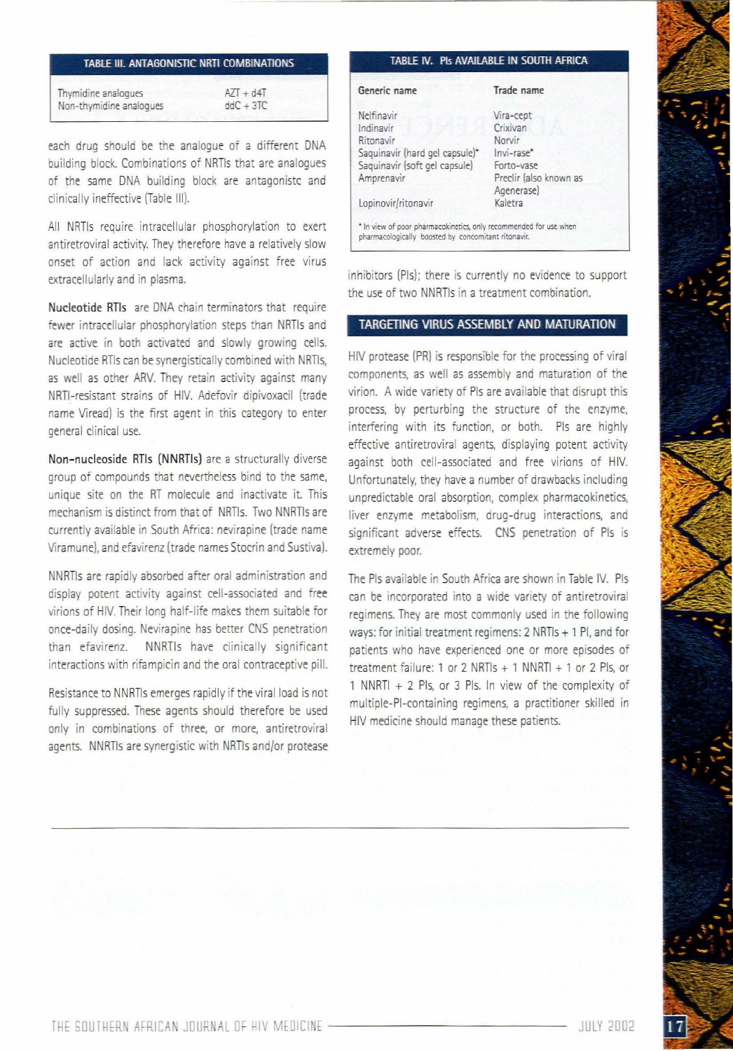**TABLE III. ANTAGONISTIC NRTI COMBINATIONS**

| | |
|---|---|
| Thymidine analogues | AZT + d4T |
| Non-thymidine analogues | ddC + 3TC |

each drug should be the analogue of a different DNA building block. Combinations of NRTIs that are analogues of the same DNA building block are antagonistc and clinically ineffective (Table III).

All NRTIs require intracellular phosphorylation to exert antiretroviral activity. They therefore have a relatively slow onset of action and lack activity against free virus extracellularly and in plasma.

**Nucleotide RTIs** are DNA chain terminators that require fewer intracellular phosphorylation steps than NRTIs and are active in both activated and slowly growing cells. Nucleotide RTIs can be synergistically combined with NRTIs, as well as other ARV. They retain activity against many NRTI-resistant strains of HIV. Adefovir dipivoxacil (trade name Viread) is the first agent in this category to enter general clinical use.

**Non-nucleoside RTIs (NNRTIs)** are a structurally diverse group of compounds that nevertheless bind to the same, unique site on the RT molecule and inactivate it. This mechanism is distinct from that of NRTIs. Two NNRTIs are currently available in South Africa: nevirapine (trade name Viramune), and efavirenz (trade names Stocrin and Sustiva).

NNRTIs are rapidly absorbed after oral administration and display potent activity against cell-associated and free virions of HIV. Their long half-life makes them suitable for once-daily dosing. Nevirapine has better CNS penetration than efavirenz. NNRTIs have clinically significant interactions with rifampicin and the oral contraceptive pill.

Resistance to NNRTIs emerges rapidly if the viral load is not fully suppressed. These agents should therefore be used only in combinations of three, or more, antiretroviral agents. NNRTIs are synergistic with NRTIs and/or protease inhibitors (PIs); there is currently no evidence to support the use of two NNRTIs in a treatment combination.

**TABLE IV. PIs AVAILABLE IN SOUTH AFRICA**

| Generic name | Trade name |
|---|---|
| Nelfinavir | Vira-cept |
| Indinavir | Crixivan |
| Ritonavir | Norvir |
| Saquinavir (hard gel capsule)* | Invi-rase* |
| Saquinavir (soft gel capsule) | Forto-vase |
| Amprenavir | Preclir (also known as Agenerase) |
| Lopinovir/ritonavir | Kaletra |

* In view of poor pharmacokinetics, only recommended for use when pharmacologically boosted by concomitant ritonavir.

## TARGETING VIRUS ASSEMBLY AND MATURATION

HIV protease (PR) is responsible for the processing of viral components, as well as assembly and maturation of the virion. A wide variety of PIs are available that disrupt this process, by perturbing the structure of the enzyme, interfering with its function, or both. PIs are highly effective antiretroviral agents, displaying potent activity against both cell-associated and free virions of HIV. Unfortunately, they have a number of drawbacks including unpredictable oral absorption, complex pharmacokinetics, liver enzyme metabolism, drug-drug interactions, and significant adverse effects. CNS penetration of PIs is extremely poor.

The PIs available in South Africa are shown in Table IV. PIs can be incorporated into a wide variety of antiretroviral regimens. They are most commonly used in the following ways: for initial treatment regimens: 2 NRTIs + 1 PI, and for patients who have experienced one or more episodes of treatment failure: 1 or 2 NRTIs + 1 NNRTI + 1 or 2 PIs, or 1 NNRTI + 2 PIs, or 3 PIs. In view of the complexity of multiple-PI-containing regimens, a practitioner skilled in HIV medicine should manage these patients.